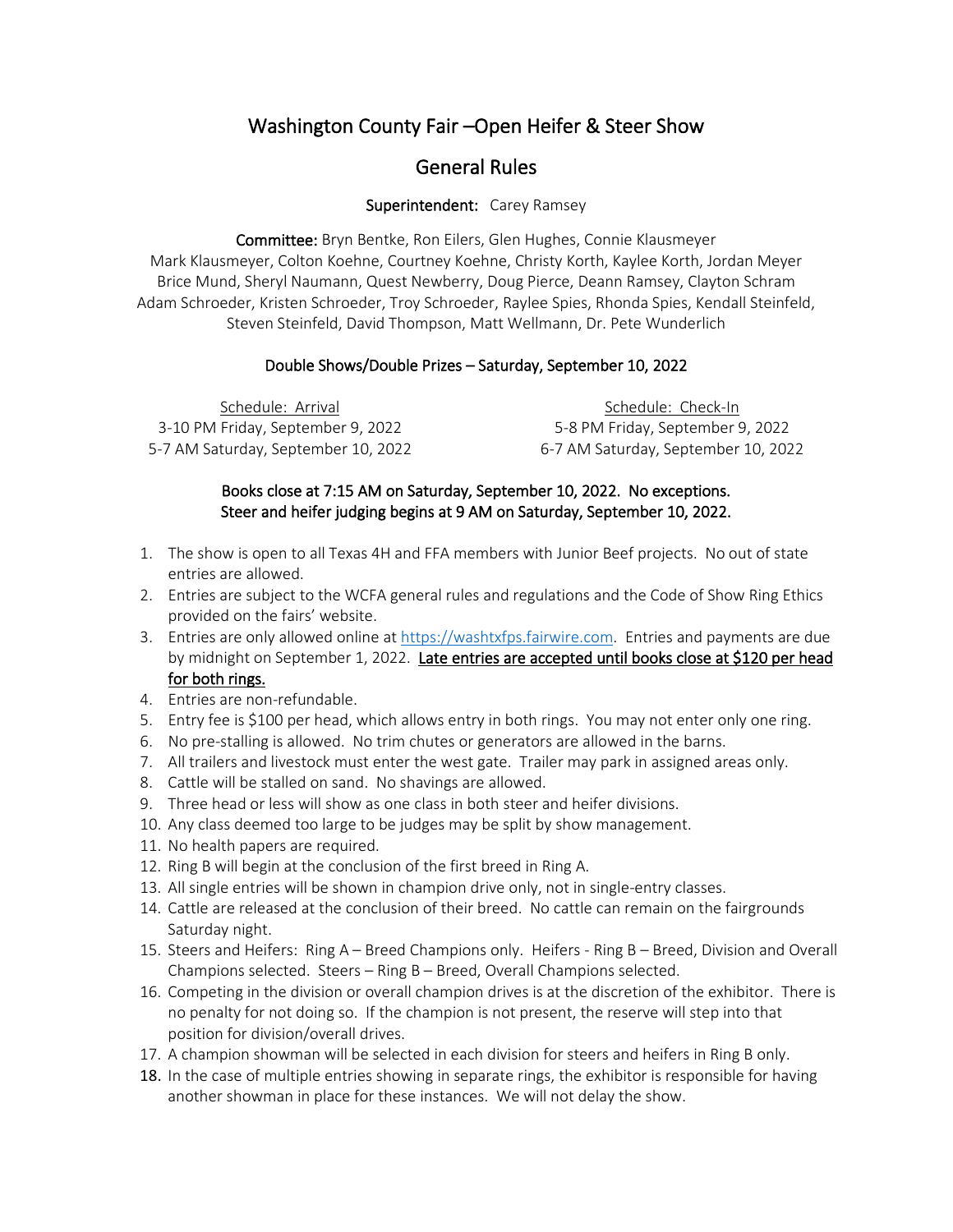# Washington County Fair –Open Heifer & Steer Show

## General Rules

**Superintendent:** Carey Ramsey

**Committee:** Bryn Bentke, Ron Eilers, Glen Hughes, Connie Klausmeyer Mark Klausmeyer, Colton Koehne, Courtney Koehne, Christy Korth, Kaylee Korth, Jordan Meyer Brice Mund, Sheryl Naumann, Quest Newberry, Doug Pierce, Deann Ramsey, Clayton Schram Adam Schroeder, Kristen Schroeder, Troy Schroeder, Raylee Spies, Rhonda Spies, Kendall Steinfeld, Steven Steinfeld, David Thompson, Matt Wellmann, Dr. Pete Wunderlich

### Double Shows/Double Prizes – Saturday, September 10, 2022

| Schedule: Arrival | Schedule: Check-In |
|---|---|
| 3-10 PM Friday, September 9, 2022 | 5-8 PM Friday, September 9, 2022 |
| 5-7 AM Saturday, September 10, 2022 | 6-7 AM Saturday, September 10, 2022 |

**Books close at 7:15 AM on Saturday, September 10, 2022. No exceptions.**
**Steer and heifer judging begins at 9 AM on Saturday, September 10, 2022.**

1. The show is open to all Texas 4H and FFA members with Junior Beef projects. No out of state entries are allowed.
2. Entries are subject to the WCFA general rules and regulations and the Code of Show Ring Ethics provided on the fairs' website.
3. Entries are only allowed online at https://washtxfps.fairwire.com. Entries and payments are due by midnight on September 1, 2022. **Late entries are accepted until books close at $120 per head for both rings.**
4. Entries are non-refundable.
5. Entry fee is $100 per head, which allows entry in both rings. You may not enter only one ring.
6. No pre-stalling is allowed. No trim chutes or generators are allowed in the barns.
7. All trailers and livestock must enter the west gate. Trailer may park in assigned areas only.
8. Cattle will be stalled on sand. No shavings are allowed.
9. Three head or less will show as one class in both steer and heifer divisions.
10. Any class deemed too large to be judges may be split by show management.
11. No health papers are required.
12. Ring B will begin at the conclusion of the first breed in Ring A.
13. All single entries will be shown in champion drive only, not in single-entry classes.
14. Cattle are released at the conclusion of their breed. No cattle can remain on the fairgrounds Saturday night.
15. Steers and Heifers: Ring A – Breed Champions only. Heifers - Ring B – Breed, Division and Overall Champions selected. Steers – Ring B – Breed, Overall Champions selected.
16. Competing in the division or overall champion drives is at the discretion of the exhibitor. There is no penalty for not doing so. If the champion is not present, the reserve will step into that position for division/overall drives.
17. A champion showman will be selected in each division for steers and heifers in Ring B only.
18. In the case of multiple entries showing in separate rings, the exhibitor is responsible for having another showman in place for these instances. We will not delay the show.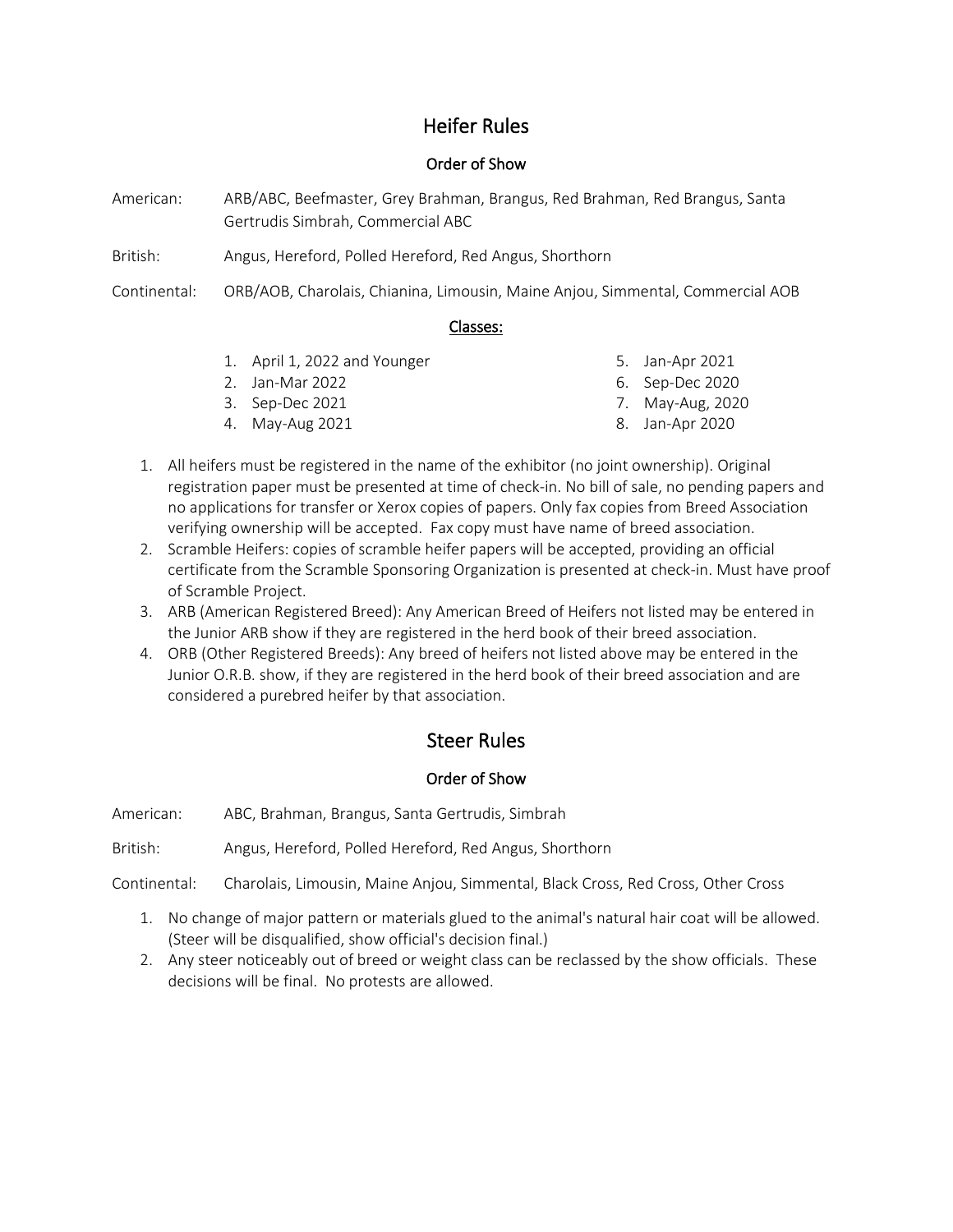# Heifer Rules

## Order of Show

American: ARB/ABC, Beefmaster, Grey Brahman, Brangus, Red Brahman, Red Brangus, Santa Gertrudis Simbrah, Commercial ABC

British: Angus, Hereford, Polled Hereford, Red Angus, Shorthorn

Continental: ORB/AOB, Charolais, Chianina, Limousin, Maine Anjou, Simmental, Commercial AOB

## Classes:

1. April 1, 2022 and Younger
2. Jan-Mar 2022
3. Sep-Dec 2021
4. May-Aug 2021
5. Jan-Apr 2021
6. Sep-Dec 2020
7. May-Aug, 2020
8. Jan-Apr 2020

1. All heifers must be registered in the name of the exhibitor (no joint ownership). Original registration paper must be presented at time of check-in. No bill of sale, no pending papers and no applications for transfer or Xerox copies of papers. Only fax copies from Breed Association verifying ownership will be accepted. Fax copy must have name of breed association.
2. Scramble Heifers: copies of scramble heifer papers will be accepted, providing an official certificate from the Scramble Sponsoring Organization is presented at check-in. Must have proof of Scramble Project.
3. ARB (American Registered Breed): Any American Breed of Heifers not listed may be entered in the Junior ARB show if they are registered in the herd book of their breed association.
4. ORB (Other Registered Breeds): Any breed of heifers not listed above may be entered in the Junior O.R.B. show, if they are registered in the herd book of their breed association and are considered a purebred heifer by that association.

# Steer Rules

## Order of Show

American: ABC, Brahman, Brangus, Santa Gertrudis, Simbrah

British: Angus, Hereford, Polled Hereford, Red Angus, Shorthorn

Continental: Charolais, Limousin, Maine Anjou, Simmental, Black Cross, Red Cross, Other Cross

1. No change of major pattern or materials glued to the animal's natural hair coat will be allowed. (Steer will be disqualified, show official's decision final.)
2. Any steer noticeably out of breed or weight class can be reclassed by the show officials. These decisions will be final. No protests are allowed.